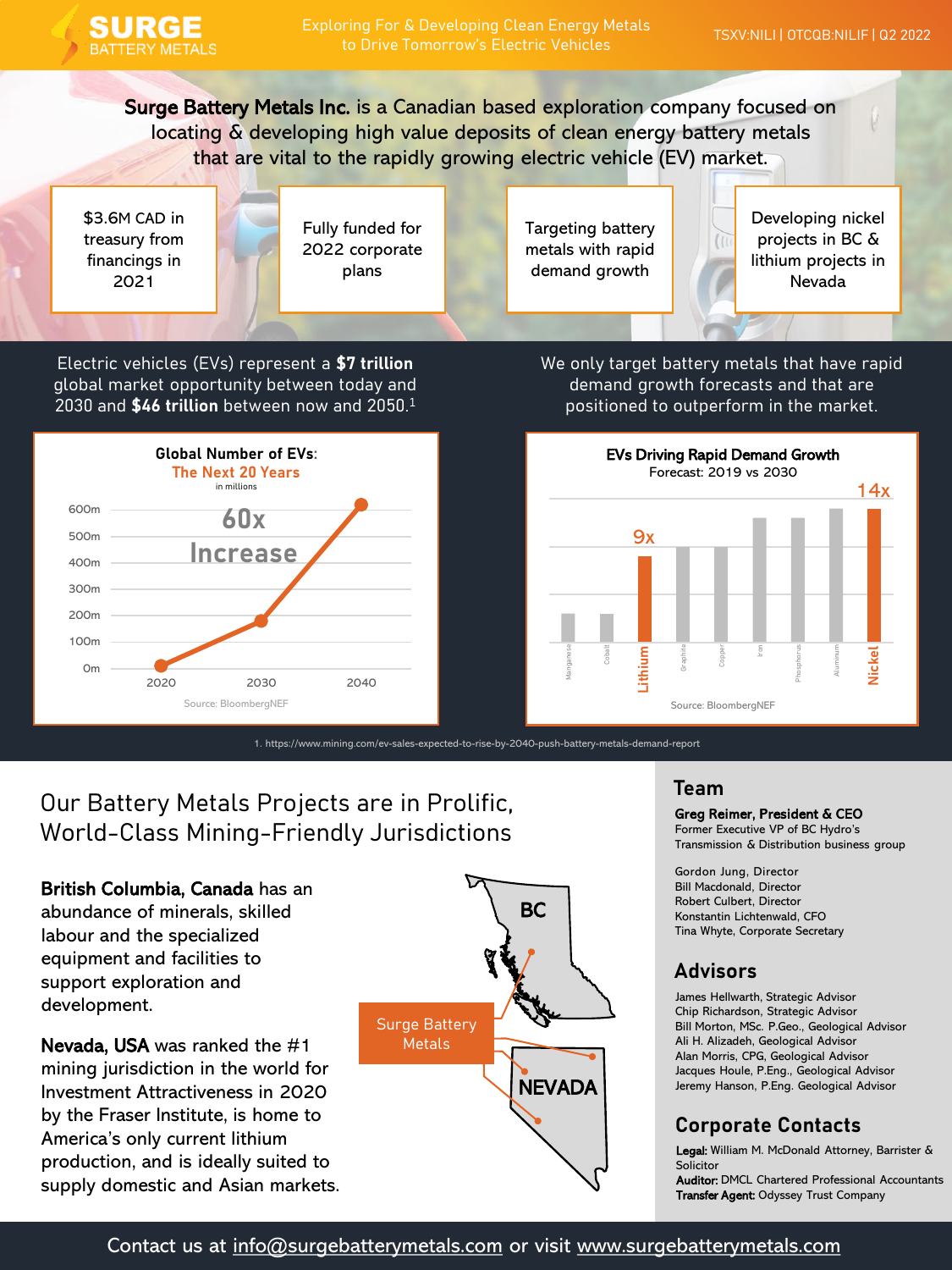# SURGE BATTERY METALS

Exploring For & Developing Clean Energy Metals to Drive Tomorrow's Electric Vehicles

TSXV:NILI | OTCQB:NILIF | Q2 2022

**Surge Battery Metals Inc.** is a Canadian based exploration company focused on locating & developing high value deposits of clean energy battery metals that are vital to the rapidly growing electric vehicle (EV) market.

- $3.6M CAD in treasury from financings in 2021
- Fully funded for 2022 corporate plans
- Targeting battery metals with rapid demand growth
- Developing nickel projects in BC & lithium projects in Nevada

Electric vehicles (EVs) represent a **$7 trillion** global market opportunity between today and 2030 and **$46 trillion** between now and 2050.[1]

**Global Number of EVs: The Next 20 Years** (in millions)

60x Increase

Source: BloombergNEF

We only target battery metals that have rapid demand growth forecasts and that are positioned to outperform in the market.

**EVs Driving Rapid Demand Growth**
Forecast: 2019 vs 2030

Lithium 9x; Nickel 14x

Source: BloombergNEF

1. https://www.mining.com/ev-sales-expected-to-rise-by-2040-push-battery-metals-demand-report

## Our Battery Metals Projects are in Prolific, World-Class Mining-Friendly Jurisdictions

**British Columbia, Canada** has an abundance of minerals, skilled labour and the specialized equipment and facilities to support exploration and development.

**Nevada, USA** was ranked the #1 mining jurisdiction in the world for Investment Attractiveness in 2020 by the Fraser Institute, is home to America's only current lithium production, and is ideally suited to supply domestic and Asian markets.

## Team

**Greg Reimer, President & CEO**
Former Executive VP of BC Hydro's Transmission & Distribution business group

Gordon Jung, Director
Bill Macdonald, Director
Robert Culbert, Director
Konstantin Lichtenwald, CFO
Tina Whyte, Corporate Secretary

## Advisors

James Hellwarth, Strategic Advisor
Chip Richardson, Strategic Advisor
Bill Morton, MSc. P.Geo., Geological Advisor
Ali H. Alizadeh, Geological Advisor
Alan Morris, CPG, Geological Advisor
Jacques Houle, P.Eng., Geological Advisor
Jeremy Hanson, P.Eng. Geological Advisor

## Corporate Contacts

**Legal:** William M. McDonald Attorney, Barrister & Solicitor
**Auditor:** DMCL Chartered Professional Accountants
**Transfer Agent:** Odyssey Trust Company

Contact us at info@surgebatterymetals.com or visit www.surgebatterymetals.com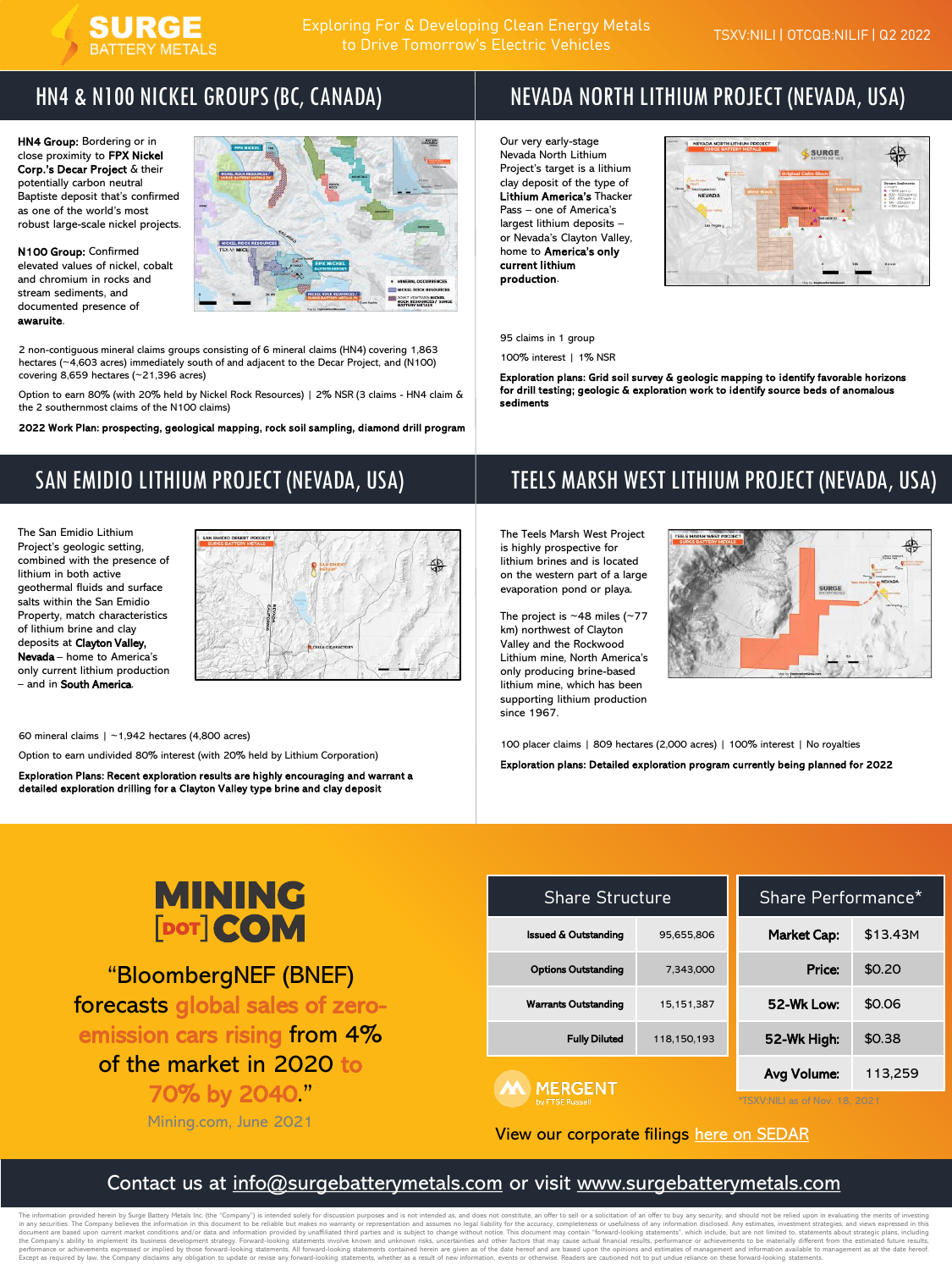**SURGE BATTERY METALS**

Exploring For & Developing Clean Energy Metals to Drive Tomorrow's Electric Vehicles

TSXV:NILI | OTCQB:NILIF | Q2 2022

## HN4 & N100 NICKEL GROUPS (BC, CANADA)

**HN4 Group:** Bordering or in close proximity to **FPX Nickel Corp.'s Decar Project** & their potentially carbon neutral Baptiste deposit that's confirmed as one of the world's most robust large-scale nickel projects.

**N100 Group:** Confirmed elevated values of nickel, cobalt and chromium in rocks and stream sediments, and documented presence of **awaruite**.

2 non-contiguous mineral claims groups consisting of 6 mineral claims (HN4) covering 1,863 hectares (~4,603 acres) immediately south of and adjacent to the Decar Project, and (N100) covering 8,659 hectares (~21,396 acres)

Option to earn 80% (with 20% held by Nickel Rock Resources) | 2% NSR (3 claims - HN4 claim & the 2 southernmost claims of the N100 claims)

**2022 Work Plan: prospecting, geological mapping, rock soil sampling, diamond drill program**

## NEVADA NORTH LITHIUM PROJECT (NEVADA, USA)

Our very early-stage Nevada North Lithium Project's target is a lithium clay deposit of the type of **Lithium America's** Thacker Pass – one of America's largest lithium deposits – or Nevada's Clayton Valley, home to **America's only current lithium production**.

95 claims in 1 group

100% interest | 1% NSR

**Exploration plans: Grid soil survey & geologic mapping to identify favorable horizons for drill testing; geologic & exploration work to identify source beds of anomalous sediments**

## SAN EMIDIO LITHIUM PROJECT (NEVADA, USA)

The San Emidio Lithium Project's geologic setting, combined with the presence of lithium in both active geothermal fluids and surface salts within the San Emidio Property, match characteristics of lithium brine and clay deposits at **Clayton Valley, Nevada** – home to America's only current lithium production – and in **South America**.

60 mineral claims | ~1,942 hectares (4,800 acres)

Option to earn undivided 80% interest (with 20% held by Lithium Corporation)

**Exploration Plans: Recent exploration results are highly encouraging and warrant a detailed exploration drilling for a Clayton Valley type brine and clay deposit**

## TEELS MARSH WEST LITHIUM PROJECT (NEVADA, USA)

The Teels Marsh West Project is highly prospective for lithium brines and is located on the western part of a large evaporation pond or playa.

The project is ~48 miles (~77 km) northwest of Clayton Valley and the Rockwood Lithium mine, North America's only producing brine-based lithium mine, which has been supporting lithium production since 1967.

100 placer claims | 809 hectares (2,000 acres) | 100% interest | No royalties

**Exploration plans: Detailed exploration program currently being planned for 2022**

**MINING [DOT] COM**

"BloombergNEF (BNEF) forecasts global sales of zero-emission cars rising from 4% of the market in 2020 to 70% by 2040."

Mining.com, June 2021

| Share Structure | |
|---|---|
| Issued & Outstanding | 95,655,806 |
| Options Outstanding | 7,343,000 |
| Warrants Outstanding | 15,151,387 |
| Fully Diluted | 118,150,193 |

| Share Performance* | |
|---|---|
| Market Cap: | $13.43M |
| Price: | $0.20 |
| 52-Wk Low: | $0.06 |
| 52-Wk High: | $0.38 |
| Avg Volume: | 113,259 |

*TSXV:NILI as of Nov. 18, 2021

MERGENT by FTSE Russell

View our corporate filings here on SEDAR

Contact us at info@surgebatterymetals.com or visit www.surgebatterymetals.com

The information provided herein by Surge Battery Metals Inc. (the "Company") is intended solely for discussion purposes and is not intended as, and does not constitute, an offer to sell or a solicitation of an offer to buy any security, and should not be relied upon in evaluating the merits of investing in any securities. The Company believes the information in this document to be reliable but makes no warranty or representation and assumes no legal liability for the accuracy, completeness or usefulness of any information disclosed. Any estimates, investment strategies, and views expressed in this document are based upon current market conditions and/or data and information provided by unaffiliated third parties and is subject to change without notice. This document may contain "forward-looking statements", which include, but are not limited to, statements about strategic plans, including the Company's ability to implement its business development strategy. Forward-looking statements involve known and unknown risks, uncertainties and other factors that may cause actual financial results, performance or achievements to be materially different from the estimated future results, performance or achievements expressed or implied by those forward-looking statements. All forward-looking statements contained herein are given as of the date hereof and are based upon the opinions and estimates of management and information available to management as at the date hereof. Except as required by law, the Company disclaims any obligation to update or revise any forward-looking statements, whether as a result of new information, events or otherwise. Readers are cautioned not to put undue reliance on these forward-looking statements.